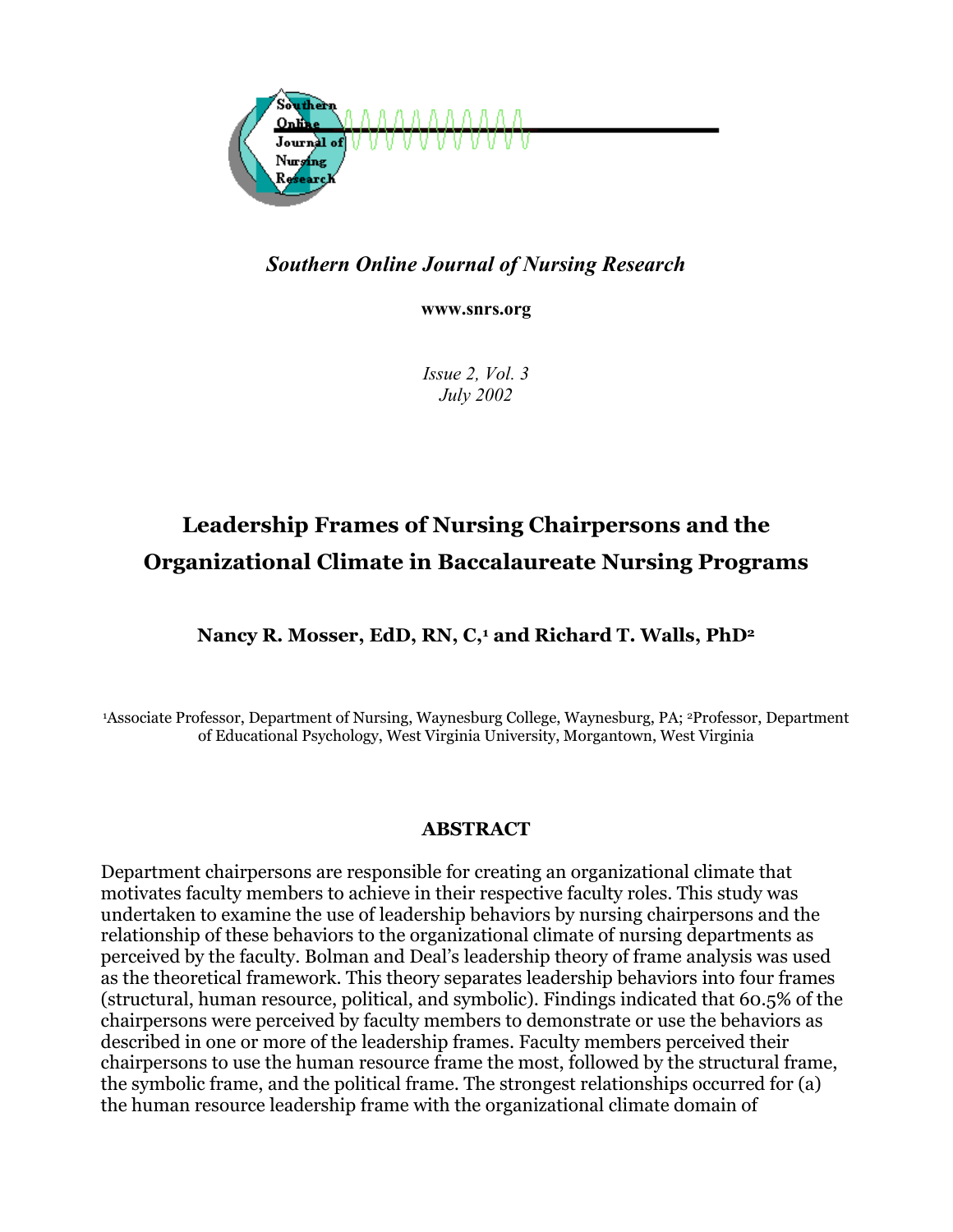*Southern Online Journal of Nursing Research*

**www.snrs.org**

*Issue 2, Vol. 3*
*July 2002*

# Leadership Frames of Nursing Chairpersons and the Organizational Climate in Baccalaureate Nursing Programs

**Nancy R. Mosser, EdD, RN, C,[1] and Richard T. Walls, PhD[2]**

[1]Associate Professor, Department of Nursing, Waynesburg College, Waynesburg, PA; [2]Professor, Department of Educational Psychology, West Virginia University, Morgantown, West Virginia

## ABSTRACT

Department chairpersons are responsible for creating an organizational climate that motivates faculty members to achieve in their respective faculty roles. This study was undertaken to examine the use of leadership behaviors by nursing chairpersons and the relationship of these behaviors to the organizational climate of nursing departments as perceived by the faculty. Bolman and Deal's leadership theory of frame analysis was used as the theoretical framework. This theory separates leadership behaviors into four frames (structural, human resource, political, and symbolic). Findings indicated that 60.5% of the chairpersons were perceived by faculty members to demonstrate or use the behaviors as described in one or more of the leadership frames. Faculty members perceived their chairpersons to use the human resource frame the most, followed by the structural frame, the symbolic frame, and the political frame. The strongest relationships occurred for (a) the human resource leadership frame with the organizational climate domain of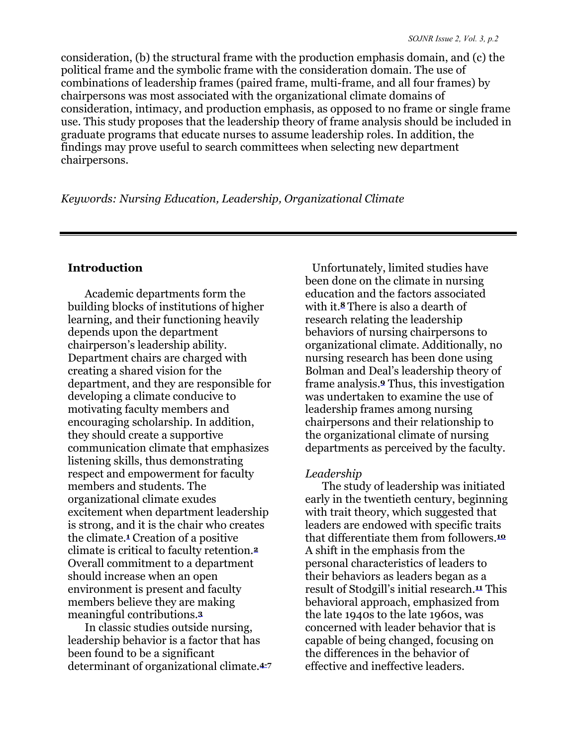consideration, (b) the structural frame with the production emphasis domain, and (c) the political frame and the symbolic frame with the consideration domain. The use of combinations of leadership frames (paired frame, multi-frame, and all four frames) by chairpersons was most associated with the organizational climate domains of consideration, intimacy, and production emphasis, as opposed to no frame or single frame use. This study proposes that the leadership theory of frame analysis should be included in graduate programs that educate nurses to assume leadership roles. In addition, the findings may prove useful to search committees when selecting new department chairpersons.

*Keywords: Nursing Education, Leadership, Organizational Climate*

---

## Introduction

Academic departments form the building blocks of institutions of higher learning, and their functioning heavily depends upon the department chairperson's leadership ability. Department chairs are charged with creating a shared vision for the department, and they are responsible for developing a climate conducive to motivating faculty members and encouraging scholarship. In addition, they should create a supportive communication climate that emphasizes listening skills, thus demonstrating respect and empowerment for faculty members and students. The organizational climate exudes excitement when department leadership is strong, and it is the chair who creates the climate.[1] Creation of a positive climate is critical to faculty retention.[2] Overall commitment to a department should increase when an open environment is present and faculty members believe they are making meaningful contributions.[3]

In classic studies outside nursing, leadership behavior is a factor that has been found to be a significant determinant of organizational climate.[4-7]

Unfortunately, limited studies have been done on the climate in nursing education and the factors associated with it.[8] There is also a dearth of research relating the leadership behaviors of nursing chairpersons to organizational climate. Additionally, no nursing research has been done using Bolman and Deal's leadership theory of frame analysis.[9] Thus, this investigation was undertaken to examine the use of leadership frames among nursing chairpersons and their relationship to the organizational climate of nursing departments as perceived by the faculty.

### *Leadership*

The study of leadership was initiated early in the twentieth century, beginning with trait theory, which suggested that leaders are endowed with specific traits that differentiate them from followers.[10] A shift in the emphasis from the personal characteristics of leaders to their behaviors as leaders began as a result of Stodgill's initial research.[11] This behavioral approach, emphasized from the late 1940s to the late 1960s, was concerned with leader behavior that is capable of being changed, focusing on the differences in the behavior of effective and ineffective leaders.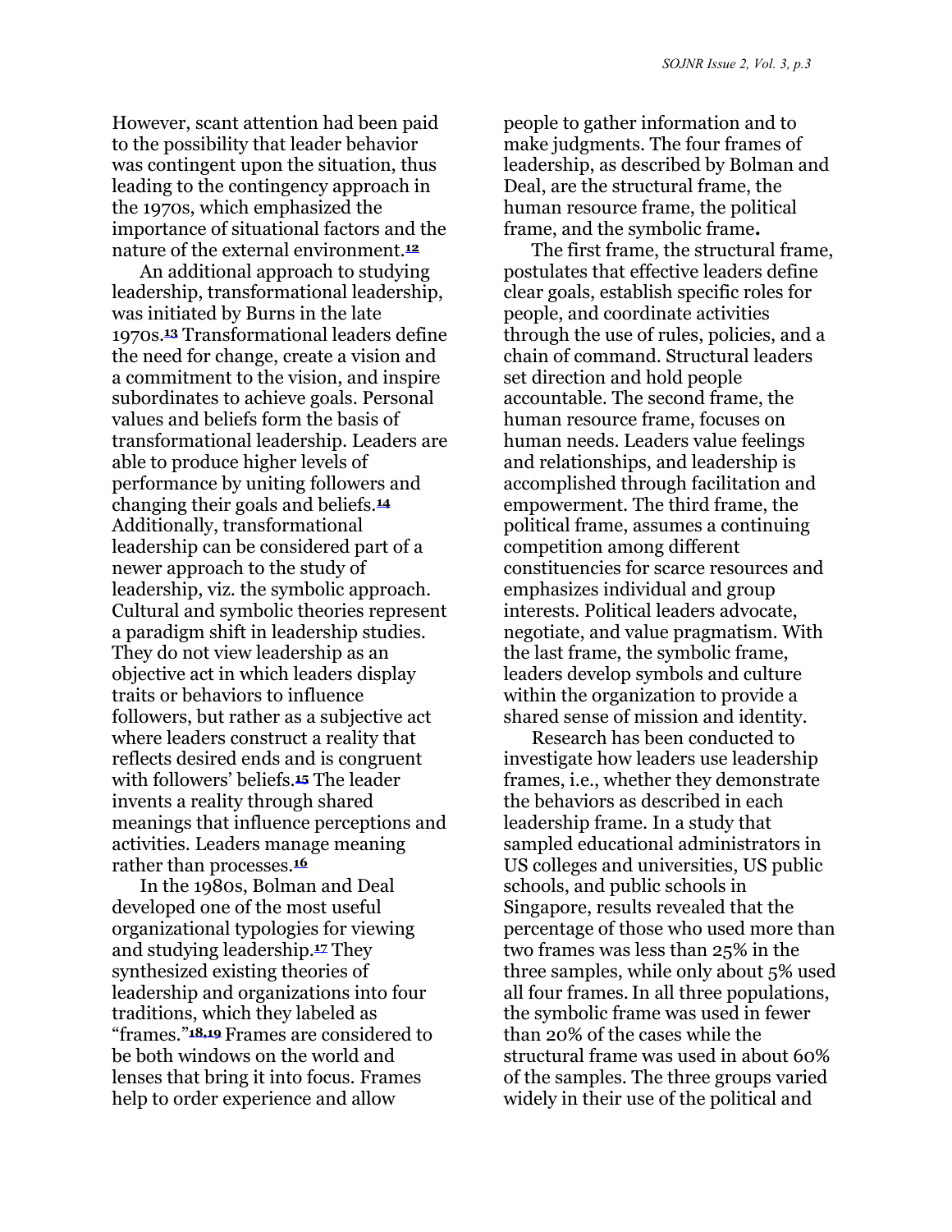However, scant attention had been paid to the possibility that leader behavior was contingent upon the situation, thus leading to the contingency approach in the 1970s, which emphasized the importance of situational factors and the nature of the external environment.[12]

An additional approach to studying leadership, transformational leadership, was initiated by Burns in the late 1970s.[13] Transformational leaders define the need for change, create a vision and a commitment to the vision, and inspire subordinates to achieve goals. Personal values and beliefs form the basis of transformational leadership. Leaders are able to produce higher levels of performance by uniting followers and changing their goals and beliefs.[14] Additionally, transformational leadership can be considered part of a newer approach to the study of leadership, viz. the symbolic approach. Cultural and symbolic theories represent a paradigm shift in leadership studies. They do not view leadership as an objective act in which leaders display traits or behaviors to influence followers, but rather as a subjective act where leaders construct a reality that reflects desired ends and is congruent with followers' beliefs.[15] The leader invents a reality through shared meanings that influence perceptions and activities. Leaders manage meaning rather than processes.[16]

In the 1980s, Bolman and Deal developed one of the most useful organizational typologies for viewing and studying leadership.[17] They synthesized existing theories of leadership and organizations into four traditions, which they labeled as "frames."[18,19] Frames are considered to be both windows on the world and lenses that bring it into focus. Frames help to order experience and allow people to gather information and to make judgments. The four frames of leadership, as described by Bolman and Deal, are the structural frame, the human resource frame, the political frame, and the symbolic frame**.**

The first frame, the structural frame, postulates that effective leaders define clear goals, establish specific roles for people, and coordinate activities through the use of rules, policies, and a chain of command. Structural leaders set direction and hold people accountable. The second frame, the human resource frame, focuses on human needs. Leaders value feelings and relationships, and leadership is accomplished through facilitation and empowerment. The third frame, the political frame, assumes a continuing competition among different constituencies for scarce resources and emphasizes individual and group interests. Political leaders advocate, negotiate, and value pragmatism. With the last frame, the symbolic frame, leaders develop symbols and culture within the organization to provide a shared sense of mission and identity.

Research has been conducted to investigate how leaders use leadership frames, i.e., whether they demonstrate the behaviors as described in each leadership frame. In a study that sampled educational administrators in US colleges and universities, US public schools, and public schools in Singapore, results revealed that the percentage of those who used more than two frames was less than 25% in the three samples, while only about 5% used all four frames. In all three populations, the symbolic frame was used in fewer than 20% of the cases while the structural frame was used in about 60% of the samples. The three groups varied widely in their use of the political and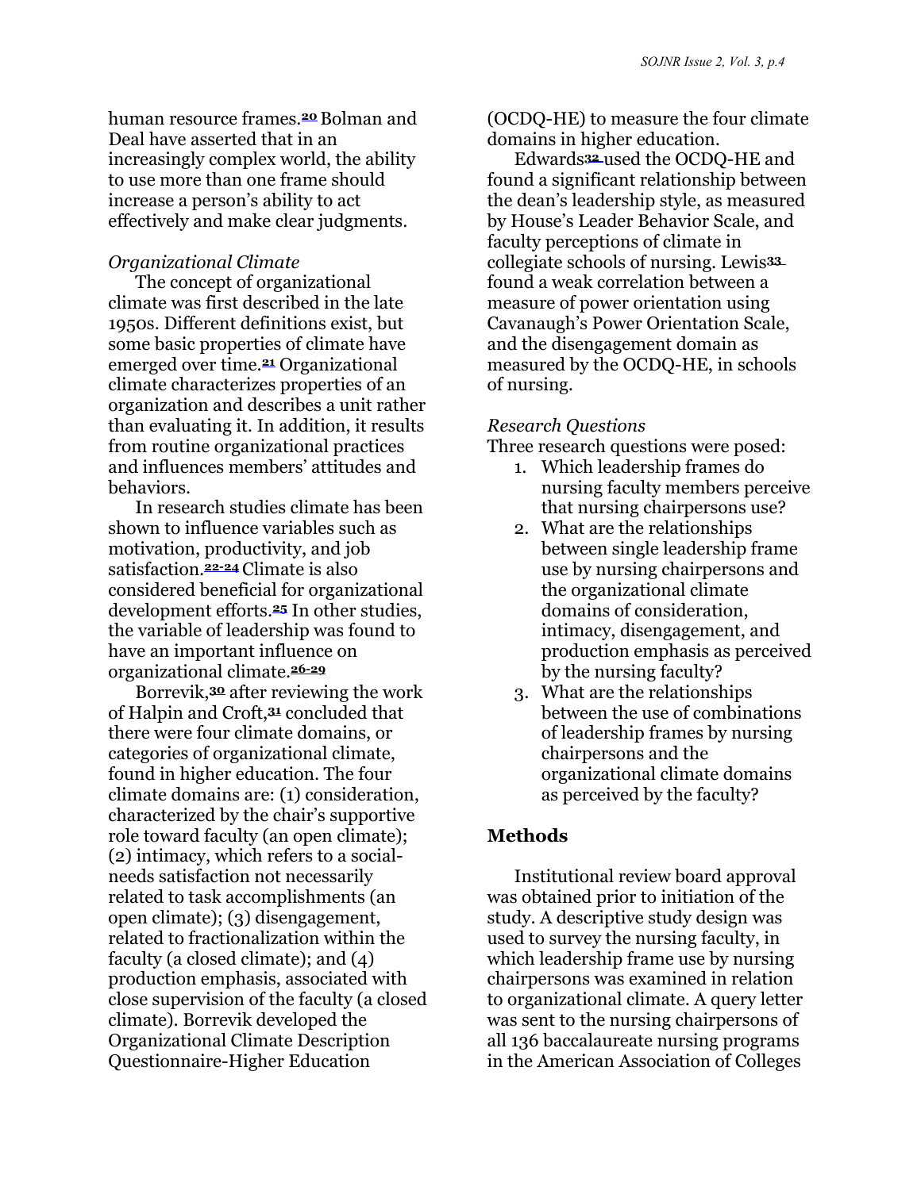human resource frames.[20] Bolman and Deal have asserted that in an increasingly complex world, the ability to use more than one frame should increase a person's ability to act effectively and make clear judgments.

*Organizational Climate*

The concept of organizational climate was first described in the late 1950s. Different definitions exist, but some basic properties of climate have emerged over time.[21] Organizational climate characterizes properties of an organization and describes a unit rather than evaluating it. In addition, it results from routine organizational practices and influences members' attitudes and behaviors.

In research studies climate has been shown to influence variables such as motivation, productivity, and job satisfaction.[22-24] Climate is also considered beneficial for organizational development efforts.[25] In other studies, the variable of leadership was found to have an important influence on organizational climate.[26-29]

Borrevik,[30] after reviewing the work of Halpin and Croft,[31] concluded that there were four climate domains, or categories of organizational climate, found in higher education. The four climate domains are: (1) consideration, characterized by the chair's supportive role toward faculty (an open climate); (2) intimacy, which refers to a social-needs satisfaction not necessarily related to task accomplishments (an open climate); (3) disengagement, related to fractionalization within the faculty (a closed climate); and (4) production emphasis, associated with close supervision of the faculty (a closed climate). Borrevik developed the Organizational Climate Description Questionnaire-Higher Education (OCDQ-HE) to measure the four climate domains in higher education.

Edwards[32] used the OCDQ-HE and found a significant relationship between the dean's leadership style, as measured by House's Leader Behavior Scale, and faculty perceptions of climate in collegiate schools of nursing. Lewis[33] found a weak correlation between a measure of power orientation using Cavanaugh's Power Orientation Scale, and the disengagement domain as measured by the OCDQ-HE, in schools of nursing.

*Research Questions*

Three research questions were posed:

1. Which leadership frames do nursing faculty members perceive that nursing chairpersons use?
2. What are the relationships between single leadership frame use by nursing chairpersons and the organizational climate domains of consideration, intimacy, disengagement, and production emphasis as perceived by the nursing faculty?
3. What are the relationships between the use of combinations of leadership frames by nursing chairpersons and the organizational climate domains as perceived by the faculty?

## Methods

Institutional review board approval was obtained prior to initiation of the study. A descriptive study design was used to survey the nursing faculty, in which leadership frame use by nursing chairpersons was examined in relation to organizational climate. A query letter was sent to the nursing chairpersons of all 136 baccalaureate nursing programs in the American Association of Colleges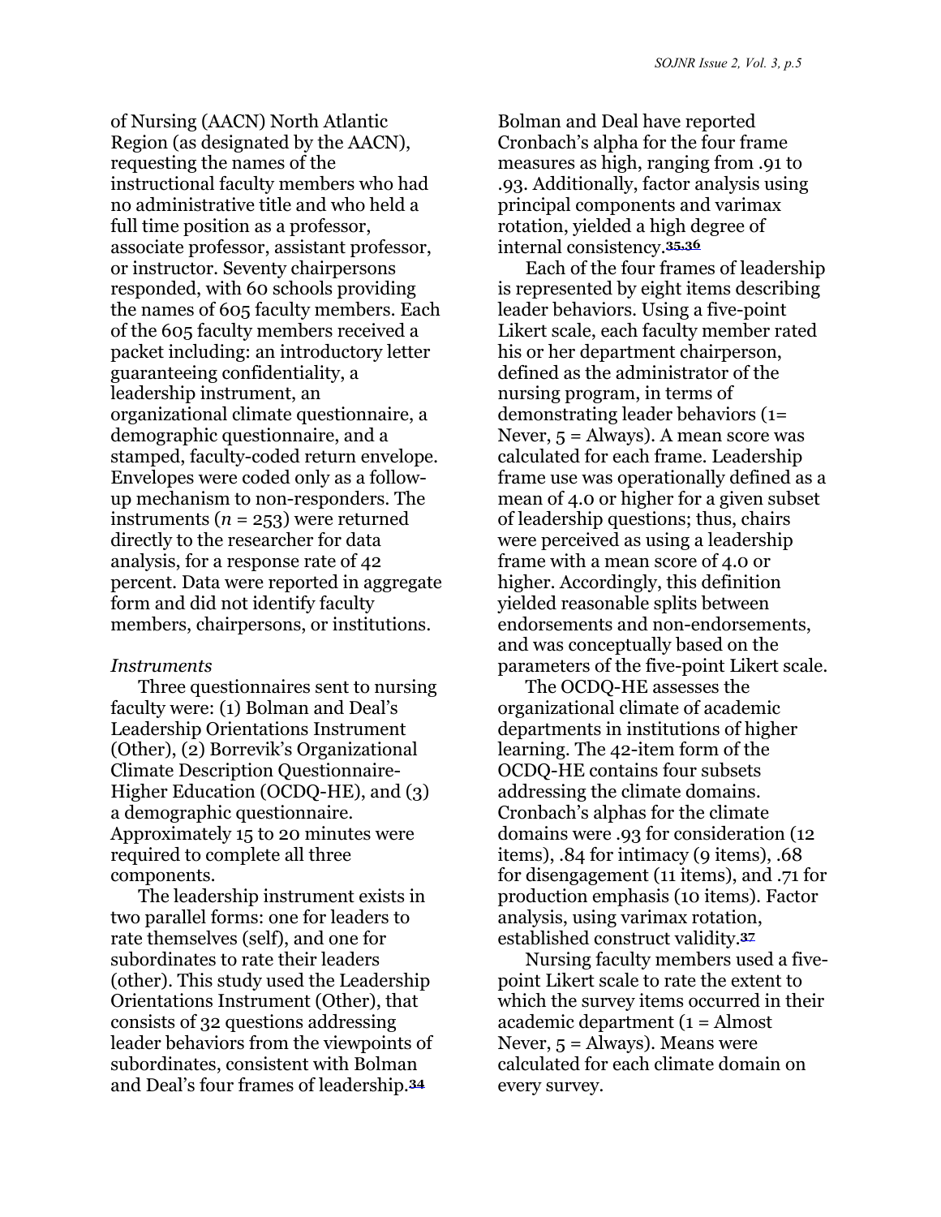of Nursing (AACN) North Atlantic Region (as designated by the AACN), requesting the names of the instructional faculty members who had no administrative title and who held a full time position as a professor, associate professor, assistant professor, or instructor. Seventy chairpersons responded, with 60 schools providing the names of 605 faculty members. Each of the 605 faculty members received a packet including: an introductory letter guaranteeing confidentiality, a leadership instrument, an organizational climate questionnaire, a demographic questionnaire, and a stamped, faculty-coded return envelope. Envelopes were coded only as a follow-up mechanism to non-responders. The instruments ($n$ = 253) were returned directly to the researcher for data analysis, for a response rate of 42 percent. Data were reported in aggregate form and did not identify faculty members, chairpersons, or institutions.

*Instruments*

Three questionnaires sent to nursing faculty were: (1) Bolman and Deal's Leadership Orientations Instrument (Other), (2) Borrevik's Organizational Climate Description Questionnaire-Higher Education (OCDQ-HE), and (3) a demographic questionnaire. Approximately 15 to 20 minutes were required to complete all three components.

The leadership instrument exists in two parallel forms: one for leaders to rate themselves (self), and one for subordinates to rate their leaders (other). This study used the Leadership Orientations Instrument (Other), that consists of 32 questions addressing leader behaviors from the viewpoints of subordinates, consistent with Bolman and Deal's four frames of leadership.[34] Bolman and Deal have reported Cronbach's alpha for the four frame measures as high, ranging from .91 to .93. Additionally, factor analysis using principal components and varimax rotation, yielded a high degree of internal consistency.[35,36]

Each of the four frames of leadership is represented by eight items describing leader behaviors. Using a five-point Likert scale, each faculty member rated his or her department chairperson, defined as the administrator of the nursing program, in terms of demonstrating leader behaviors (1= Never, 5 = Always). A mean score was calculated for each frame. Leadership frame use was operationally defined as a mean of 4.0 or higher for a given subset of leadership questions; thus, chairs were perceived as using a leadership frame with a mean score of 4.0 or higher. Accordingly, this definition yielded reasonable splits between endorsements and non-endorsements, and was conceptually based on the parameters of the five-point Likert scale.

The OCDQ-HE assesses the organizational climate of academic departments in institutions of higher learning. The 42-item form of the OCDQ-HE contains four subsets addressing the climate domains. Cronbach's alphas for the climate domains were .93 for consideration (12 items), .84 for intimacy (9 items), .68 for disengagement (11 items), and .71 for production emphasis (10 items). Factor analysis, using varimax rotation, established construct validity.[37]

Nursing faculty members used a five-point Likert scale to rate the extent to which the survey items occurred in their academic department (1 = Almost Never, 5 = Always). Means were calculated for each climate domain on every survey.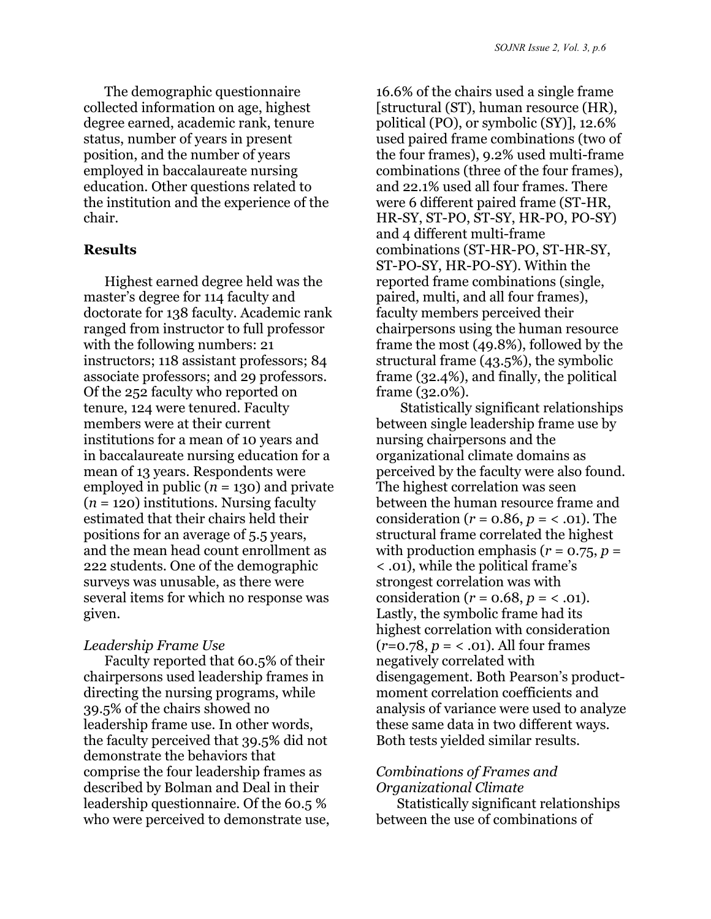The demographic questionnaire collected information on age, highest degree earned, academic rank, tenure status, number of years in present position, and the number of years employed in baccalaureate nursing education. Other questions related to the institution and the experience of the chair.

## Results

Highest earned degree held was the master's degree for 114 faculty and doctorate for 138 faculty. Academic rank ranged from instructor to full professor with the following numbers: 21 instructors; 118 assistant professors; 84 associate professors; and 29 professors. Of the 252 faculty who reported on tenure, 124 were tenured. Faculty members were at their current institutions for a mean of 10 years and in baccalaureate nursing education for a mean of 13 years. Respondents were employed in public ($n$ = 130) and private ($n$ = 120) institutions. Nursing faculty estimated that their chairs held their positions for an average of 5.5 years, and the mean head count enrollment as 222 students. One of the demographic surveys was unusable, as there were several items for which no response was given.

### *Leadership Frame Use*

Faculty reported that 60.5% of their chairpersons used leadership frames in directing the nursing programs, while 39.5% of the chairs showed no leadership frame use. In other words, the faculty perceived that 39.5% did not demonstrate the behaviors that comprise the four leadership frames as described by Bolman and Deal in their leadership questionnaire. Of the 60.5 % who were perceived to demonstrate use, 16.6% of the chairs used a single frame [structural (ST), human resource (HR), political (PO), or symbolic (SY)], 12.6% used paired frame combinations (two of the four frames), 9.2% used multi-frame combinations (three of the four frames), and 22.1% used all four frames. There were 6 different paired frame (ST-HR, HR-SY, ST-PO, ST-SY, HR-PO, PO-SY) and 4 different multi-frame combinations (ST-HR-PO, ST-HR-SY, ST-PO-SY, HR-PO-SY). Within the reported frame combinations (single, paired, multi, and all four frames), faculty members perceived their chairpersons using the human resource frame the most (49.8%), followed by the structural frame (43.5%), the symbolic frame (32.4%), and finally, the political frame (32.0%).

Statistically significant relationships between single leadership frame use by nursing chairpersons and the organizational climate domains as perceived by the faculty were also found. The highest correlation was seen between the human resource frame and consideration ($r$ = 0.86, $p$ = < .01). The structural frame correlated the highest with production emphasis ($r$ = 0.75, $p$ = < .01), while the political frame's strongest correlation was with consideration ($r$ = 0.68, $p$ = < .01). Lastly, the symbolic frame had its highest correlation with consideration ($r$=0.78, $p$ = < .01). All four frames negatively correlated with disengagement. Both Pearson's product-moment correlation coefficients and analysis of variance were used to analyze these same data in two different ways. Both tests yielded similar results.

### *Combinations of Frames and Organizational Climate*

Statistically significant relationships between the use of combinations of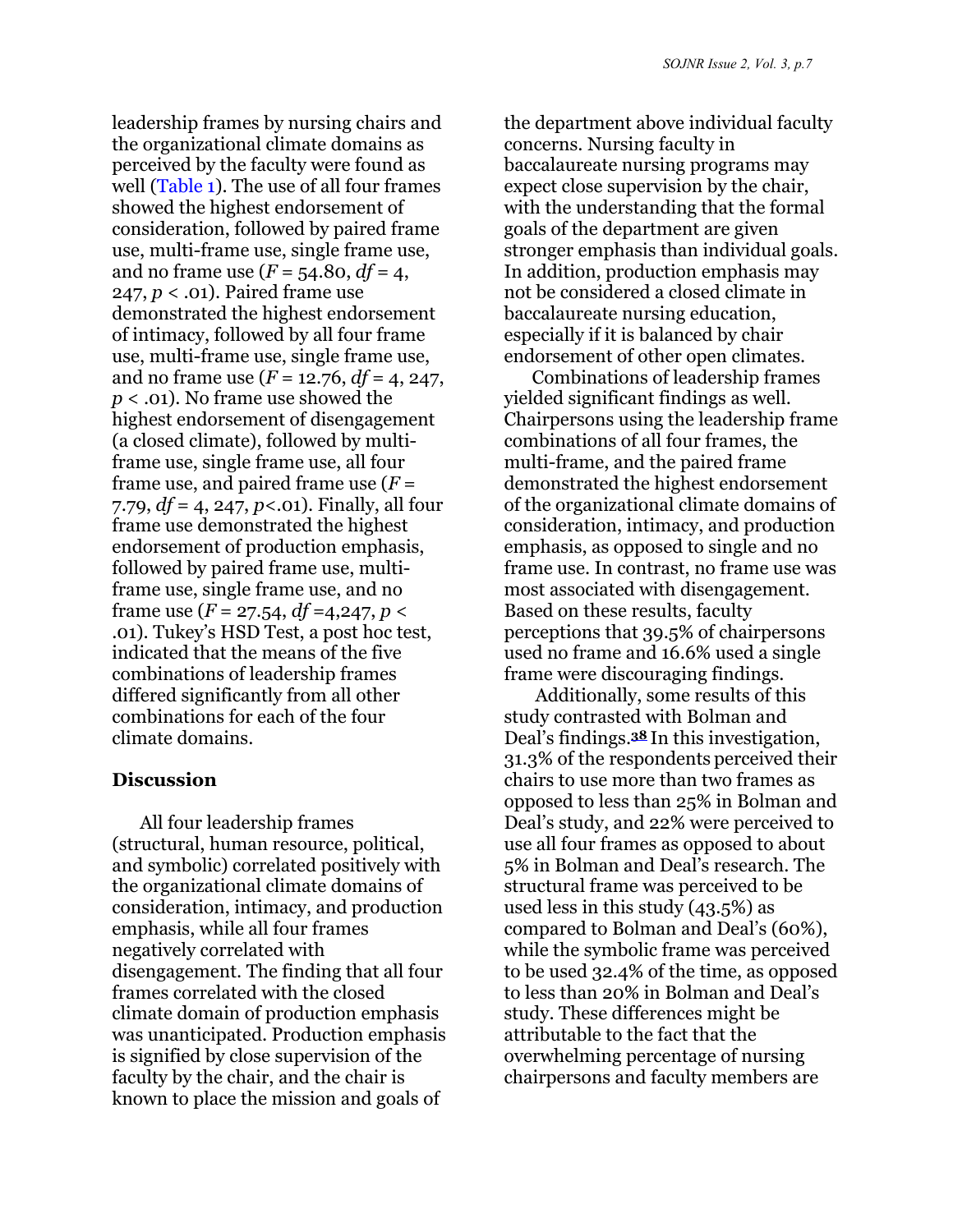leadership frames by nursing chairs and the organizational climate domains as perceived by the faculty were found as well (Table 1). The use of all four frames showed the highest endorsement of consideration, followed by paired frame use, multi-frame use, single frame use, and no frame use ($F = 54.80$, $df = 4, 247$, $p < .01$). Paired frame use demonstrated the highest endorsement of intimacy, followed by all four frame use, multi-frame use, single frame use, and no frame use ($F = 12.76$, $df = 4, 247$, $p < .01$). No frame use showed the highest endorsement of disengagement (a closed climate), followed by multi-frame use, single frame use, all four frame use, and paired frame use ($F = 7.79$, $df = 4, 247$, $p < .01$). Finally, all four frame use demonstrated the highest endorsement of production emphasis, followed by paired frame use, multi-frame use, single frame use, and no frame use ($F = 27.54$, $df = 4, 247$, $p < .01$). Tukey's HSD Test, a post hoc test, indicated that the means of the five combinations of leadership frames differed significantly from all other combinations for each of the four climate domains.

## Discussion

All four leadership frames (structural, human resource, political, and symbolic) correlated positively with the organizational climate domains of consideration, intimacy, and production emphasis, while all four frames negatively correlated with disengagement. The finding that all four frames correlated with the closed climate domain of production emphasis was unanticipated. Production emphasis is signified by close supervision of the faculty by the chair, and the chair is known to place the mission and goals of the department above individual faculty concerns. Nursing faculty in baccalaureate nursing programs may expect close supervision by the chair, with the understanding that the formal goals of the department are given stronger emphasis than individual goals. In addition, production emphasis may not be considered a closed climate in baccalaureate nursing education, especially if it is balanced by chair endorsement of other open climates.

Combinations of leadership frames yielded significant findings as well. Chairpersons using the leadership frame combinations of all four frames, the multi-frame, and the paired frame demonstrated the highest endorsement of the organizational climate domains of consideration, intimacy, and production emphasis, as opposed to single and no frame use. In contrast, no frame use was most associated with disengagement. Based on these results, faculty perceptions that 39.5% of chairpersons used no frame and 16.6% used a single frame were discouraging findings.

Additionally, some results of this study contrasted with Bolman and Deal's findings.[38] In this investigation, 31.3% of the respondents perceived their chairs to use more than two frames as opposed to less than 25% in Bolman and Deal's study, and 22% were perceived to use all four frames as opposed to about 5% in Bolman and Deal's research. The structural frame was perceived to be used less in this study (43.5%) as compared to Bolman and Deal's (60%), while the symbolic frame was perceived to be used 32.4% of the time, as opposed to less than 20% in Bolman and Deal's study. These differences might be attributable to the fact that the overwhelming percentage of nursing chairpersons and faculty members are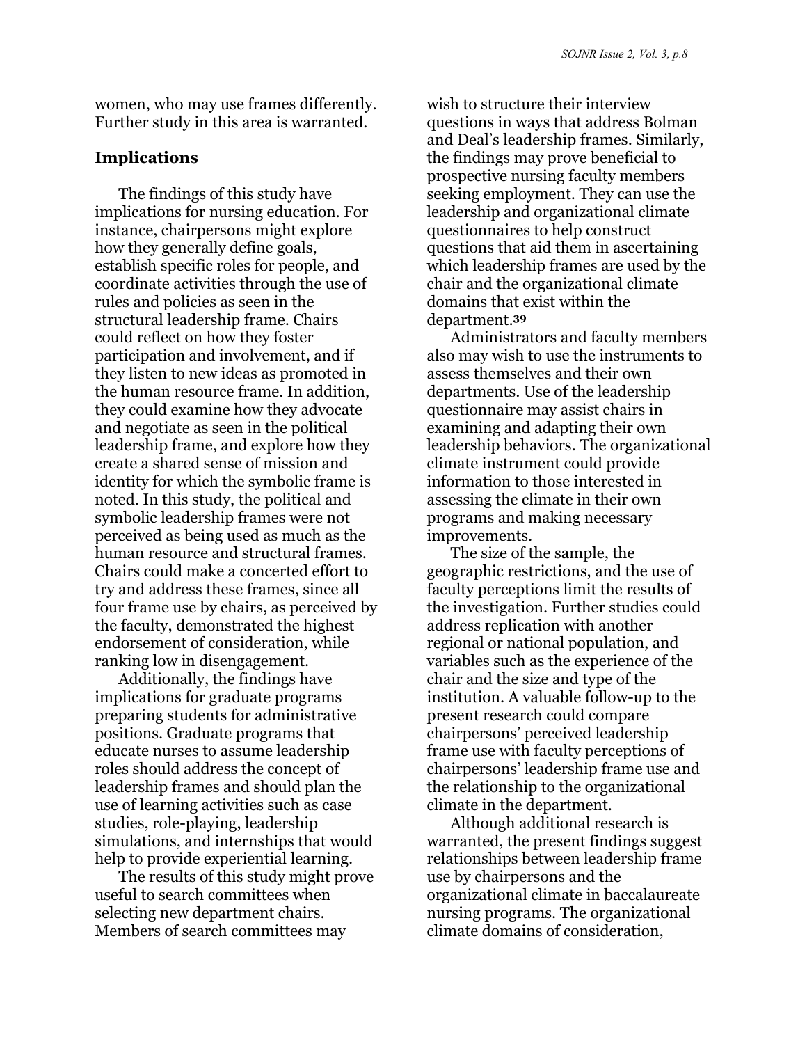women, who may use frames differently. Further study in this area is warranted.

## Implications

The findings of this study have implications for nursing education. For instance, chairpersons might explore how they generally define goals, establish specific roles for people, and coordinate activities through the use of rules and policies as seen in the structural leadership frame. Chairs could reflect on how they foster participation and involvement, and if they listen to new ideas as promoted in the human resource frame. In addition, they could examine how they advocate and negotiate as seen in the political leadership frame, and explore how they create a shared sense of mission and identity for which the symbolic frame is noted. In this study, the political and symbolic leadership frames were not perceived as being used as much as the human resource and structural frames. Chairs could make a concerted effort to try and address these frames, since all four frame use by chairs, as perceived by the faculty, demonstrated the highest endorsement of consideration, while ranking low in disengagement.

Additionally, the findings have implications for graduate programs preparing students for administrative positions. Graduate programs that educate nurses to assume leadership roles should address the concept of leadership frames and should plan the use of learning activities such as case studies, role-playing, leadership simulations, and internships that would help to provide experiential learning.

The results of this study might prove useful to search committees when selecting new department chairs. Members of search committees may wish to structure their interview questions in ways that address Bolman and Deal's leadership frames. Similarly, the findings may prove beneficial to prospective nursing faculty members seeking employment. They can use the leadership and organizational climate questionnaires to help construct questions that aid them in ascertaining which leadership frames are used by the chair and the organizational climate domains that exist within the department.[39]

Administrators and faculty members also may wish to use the instruments to assess themselves and their own departments. Use of the leadership questionnaire may assist chairs in examining and adapting their own leadership behaviors. The organizational climate instrument could provide information to those interested in assessing the climate in their own programs and making necessary improvements.

The size of the sample, the geographic restrictions, and the use of faculty perceptions limit the results of the investigation. Further studies could address replication with another regional or national population, and variables such as the experience of the chair and the size and type of the institution. A valuable follow-up to the present research could compare chairpersons' perceived leadership frame use with faculty perceptions of chairpersons' leadership frame use and the relationship to the organizational climate in the department.

Although additional research is warranted, the present findings suggest relationships between leadership frame use by chairpersons and the organizational climate in baccalaureate nursing programs. The organizational climate domains of consideration,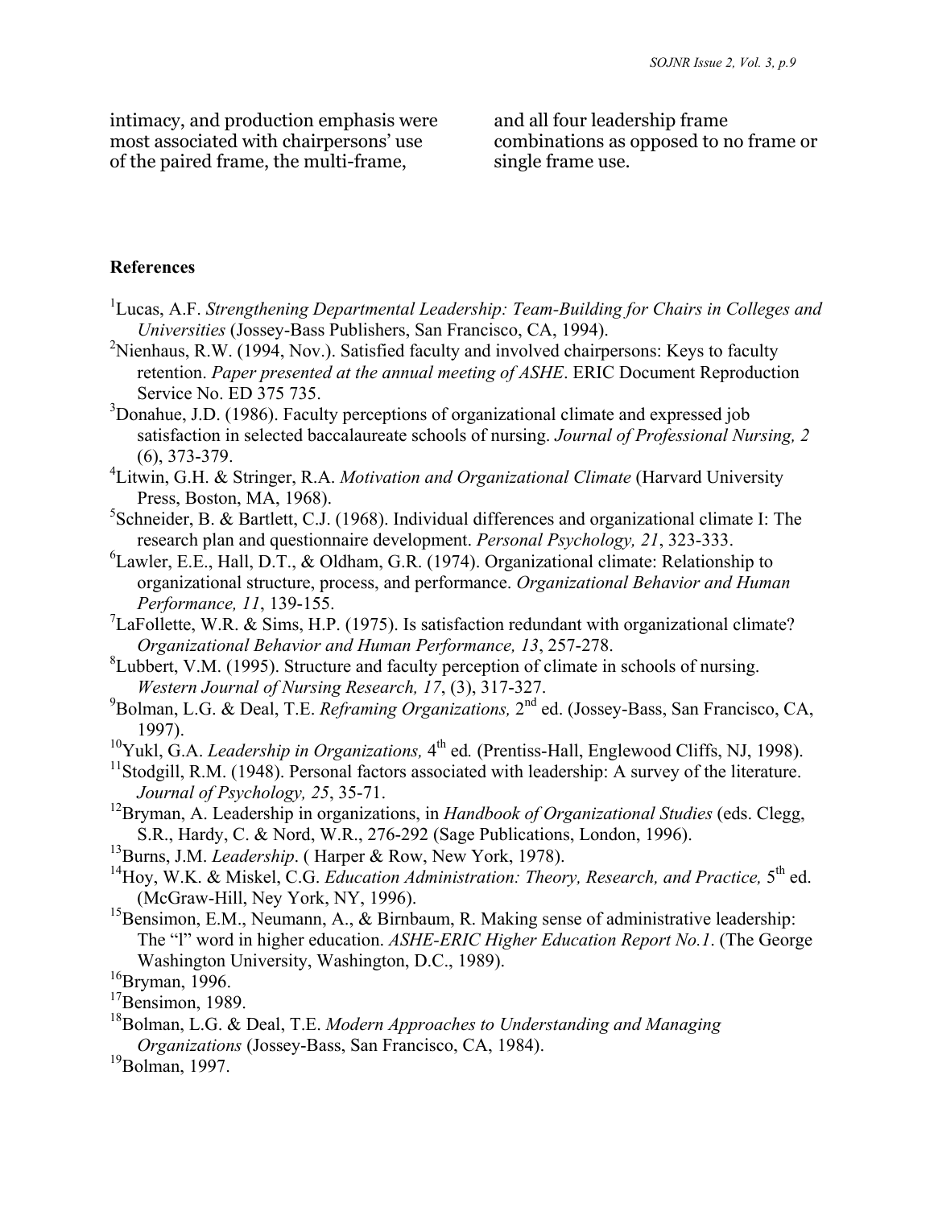intimacy, and production emphasis were most associated with chairpersons' use of the paired frame, the multi-frame, and all four leadership frame combinations as opposed to no frame or single frame use.

**References**

[1]Lucas, A.F. *Strengthening Departmental Leadership: Team-Building for Chairs in Colleges and Universities* (Jossey-Bass Publishers, San Francisco, CA, 1994).

[2]Nienhaus, R.W. (1994, Nov.). Satisfied faculty and involved chairpersons: Keys to faculty retention. *Paper presented at the annual meeting of ASHE*. ERIC Document Reproduction Service No. ED 375 735.

[3]Donahue, J.D. (1986). Faculty perceptions of organizational climate and expressed job satisfaction in selected baccalaureate schools of nursing. *Journal of Professional Nursing, 2* (6), 373-379.

[4]Litwin, G.H. & Stringer, R.A. *Motivation and Organizational Climate* (Harvard University Press, Boston, MA, 1968).

[5]Schneider, B. & Bartlett, C.J. (1968). Individual differences and organizational climate I: The research plan and questionnaire development. *Personal Psychology, 21*, 323-333.

[6]Lawler, E.E., Hall, D.T., & Oldham, G.R. (1974). Organizational climate: Relationship to organizational structure, process, and performance. *Organizational Behavior and Human Performance, 11*, 139-155.

[7]LaFollette, W.R. & Sims, H.P. (1975). Is satisfaction redundant with organizational climate? *Organizational Behavior and Human Performance, 13*, 257-278.

[8]Lubbert, V.M. (1995). Structure and faculty perception of climate in schools of nursing. *Western Journal of Nursing Research, 17*, (3), 317-327.

[9]Bolman, L.G. & Deal, T.E. *Reframing Organizations,* 2nd ed. (Jossey-Bass, San Francisco, CA, 1997).

[10]Yukl, G.A. *Leadership in Organizations,* 4th ed. (Prentiss-Hall, Englewood Cliffs, NJ, 1998).

[11]Stodgill, R.M. (1948). Personal factors associated with leadership: A survey of the literature. *Journal of Psychology, 25*, 35-71.

[12]Bryman, A. Leadership in organizations, in *Handbook of Organizational Studies* (eds. Clegg, S.R., Hardy, C. & Nord, W.R., 276-292 (Sage Publications, London, 1996).

[13]Burns, J.M. *Leadership*. ( Harper & Row, New York, 1978).

[14]Hoy, W.K. & Miskel, C.G. *Education Administration: Theory, Research, and Practice,* 5th ed. (McGraw-Hill, Ney York, NY, 1996).

[15]Bensimon, E.M., Neumann, A., & Birnbaum, R. Making sense of administrative leadership: The "l" word in higher education. *ASHE-ERIC Higher Education Report No.1*. (The George Washington University, Washington, D.C., 1989).

[16]Bryman, 1996.

[17]Bensimon, 1989.

[18]Bolman, L.G. & Deal, T.E. *Modern Approaches to Understanding and Managing Organizations* (Jossey-Bass, San Francisco, CA, 1984).

[19]Bolman, 1997.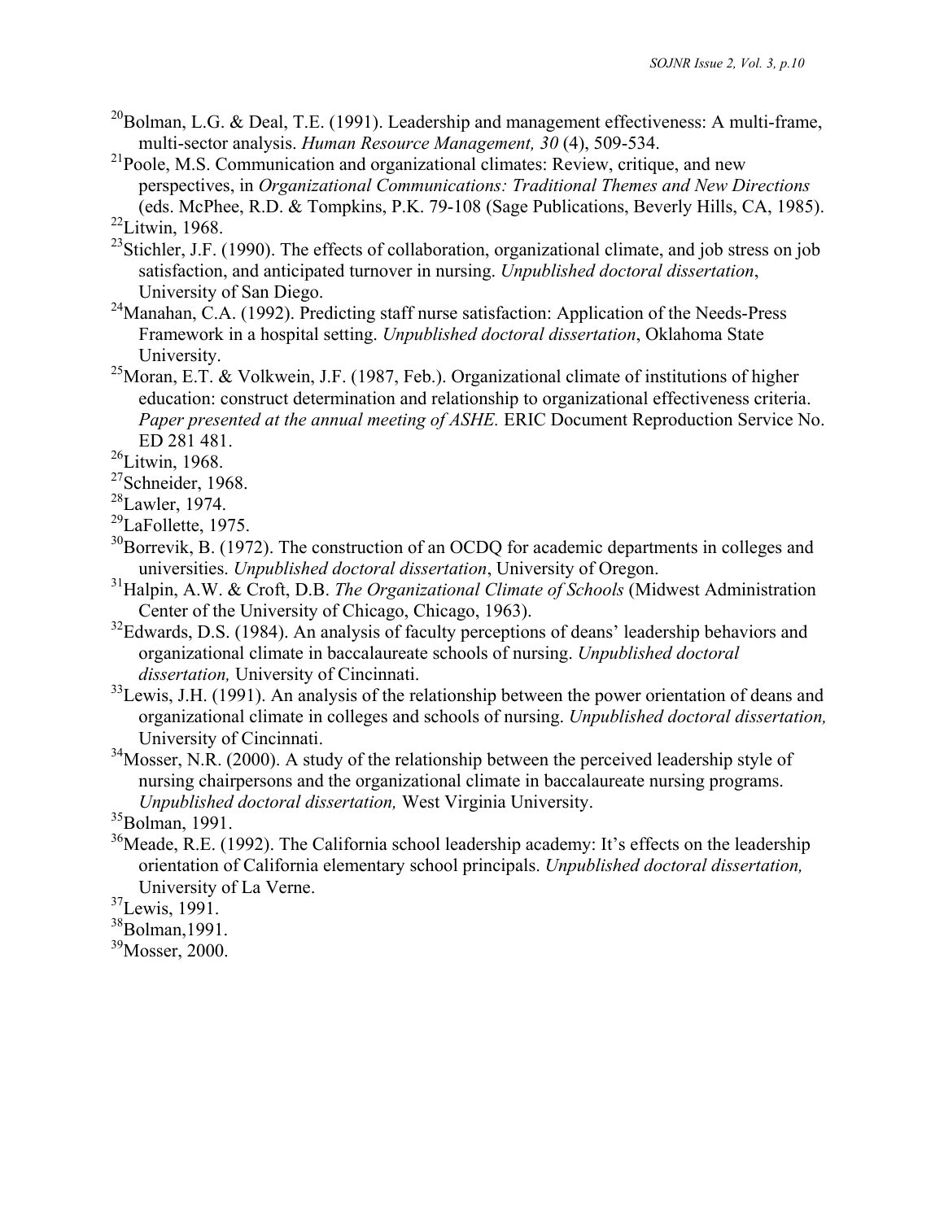[20]Bolman, L.G. & Deal, T.E. (1991). Leadership and management effectiveness: A multi-frame, multi-sector analysis. *Human Resource Management, 30* (4), 509-534.

[21]Poole, M.S. Communication and organizational climates: Review, critique, and new perspectives, in *Organizational Communications: Traditional Themes and New Directions* (eds. McPhee, R.D. & Tompkins, P.K. 79-108 (Sage Publications, Beverly Hills, CA, 1985).

[22]Litwin, 1968.

[23]Stichler, J.F. (1990). The effects of collaboration, organizational climate, and job stress on job satisfaction, and anticipated turnover in nursing. *Unpublished doctoral dissertation*, University of San Diego.

[24]Manahan, C.A. (1992). Predicting staff nurse satisfaction: Application of the Needs-Press Framework in a hospital setting. *Unpublished doctoral dissertation*, Oklahoma State University.

[25]Moran, E.T. & Volkwein, J.F. (1987, Feb.). Organizational climate of institutions of higher education: construct determination and relationship to organizational effectiveness criteria. *Paper presented at the annual meeting of ASHE.* ERIC Document Reproduction Service No. ED 281 481.

[26]Litwin, 1968.

[27]Schneider, 1968.

[28]Lawler, 1974.

[29]LaFollette, 1975.

[30]Borrevik, B. (1972). The construction of an OCDQ for academic departments in colleges and universities. *Unpublished doctoral dissertation*, University of Oregon.

[31]Halpin, A.W. & Croft, D.B. *The Organizational Climate of Schools* (Midwest Administration Center of the University of Chicago, Chicago, 1963).

[32]Edwards, D.S. (1984). An analysis of faculty perceptions of deans' leadership behaviors and organizational climate in baccalaureate schools of nursing. *Unpublished doctoral dissertation,* University of Cincinnati.

[33]Lewis, J.H. (1991). An analysis of the relationship between the power orientation of deans and organizational climate in colleges and schools of nursing. *Unpublished doctoral dissertation,* University of Cincinnati.

[34]Mosser, N.R. (2000). A study of the relationship between the perceived leadership style of nursing chairpersons and the organizational climate in baccalaureate nursing programs. *Unpublished doctoral dissertation,* West Virginia University.

[35]Bolman, 1991.

[36]Meade, R.E. (1992). The California school leadership academy: It's effects on the leadership orientation of California elementary school principals. *Unpublished doctoral dissertation,* University of La Verne.

[37]Lewis, 1991.

[38]Bolman,1991.

[39]Mosser, 2000.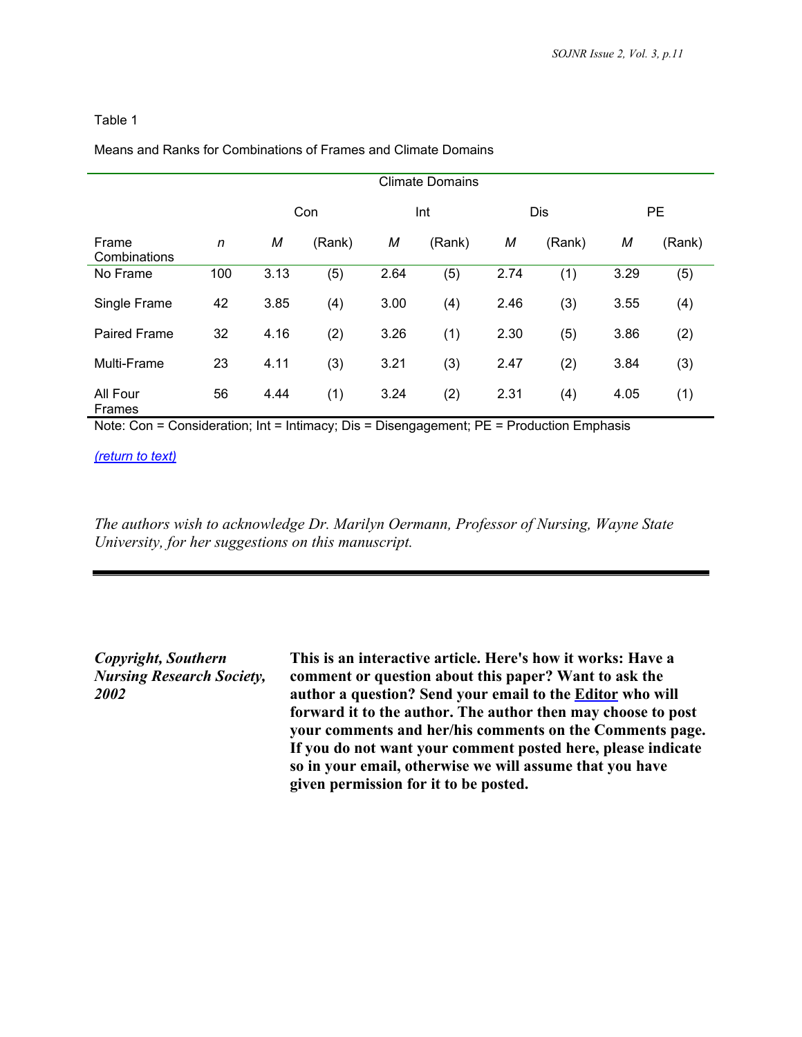Table 1

Means and Ranks for Combinations of Frames and Climate Domains

| | | Climate Domains | | | | | | | |
|---|---|---|---|---|---|---|---|---|---|
| | | Con | | Int | | Dis | | PE | |
| Frame Combinations | *n* | *M* | (Rank) | *M* | (Rank) | *M* | (Rank) | *M* | (Rank) |
| No Frame | 100 | 3.13 | (5) | 2.64 | (5) | 2.74 | (1) | 3.29 | (5) |
| Single Frame | 42 | 3.85 | (4) | 3.00 | (4) | 2.46 | (3) | 3.55 | (4) |
| Paired Frame | 32 | 4.16 | (2) | 3.26 | (1) | 2.30 | (5) | 3.86 | (2) |
| Multi-Frame | 23 | 4.11 | (3) | 3.21 | (3) | 2.47 | (2) | 3.84 | (3) |
| All Four Frames | 56 | 4.44 | (1) | 3.24 | (2) | 2.31 | (4) | 4.05 | (1) |

Note: Con = Consideration; Int = Intimacy; Dis = Disengagement; PE = Production Emphasis

*(return to text)*

*The authors wish to acknowledge Dr. Marilyn Oermann, Professor of Nursing, Wayne State University, for her suggestions on this manuscript.*

***Copyright, Southern Nursing Research Society, 2002***

**This is an interactive article. Here's how it works: Have a comment or question about this paper? Want to ask the author a question? Send your email to the Editor who will forward it to the author. The author then may choose to post your comments and her/his comments on the Comments page. If you do not want your comment posted here, please indicate so in your email, otherwise we will assume that you have given permission for it to be posted.**